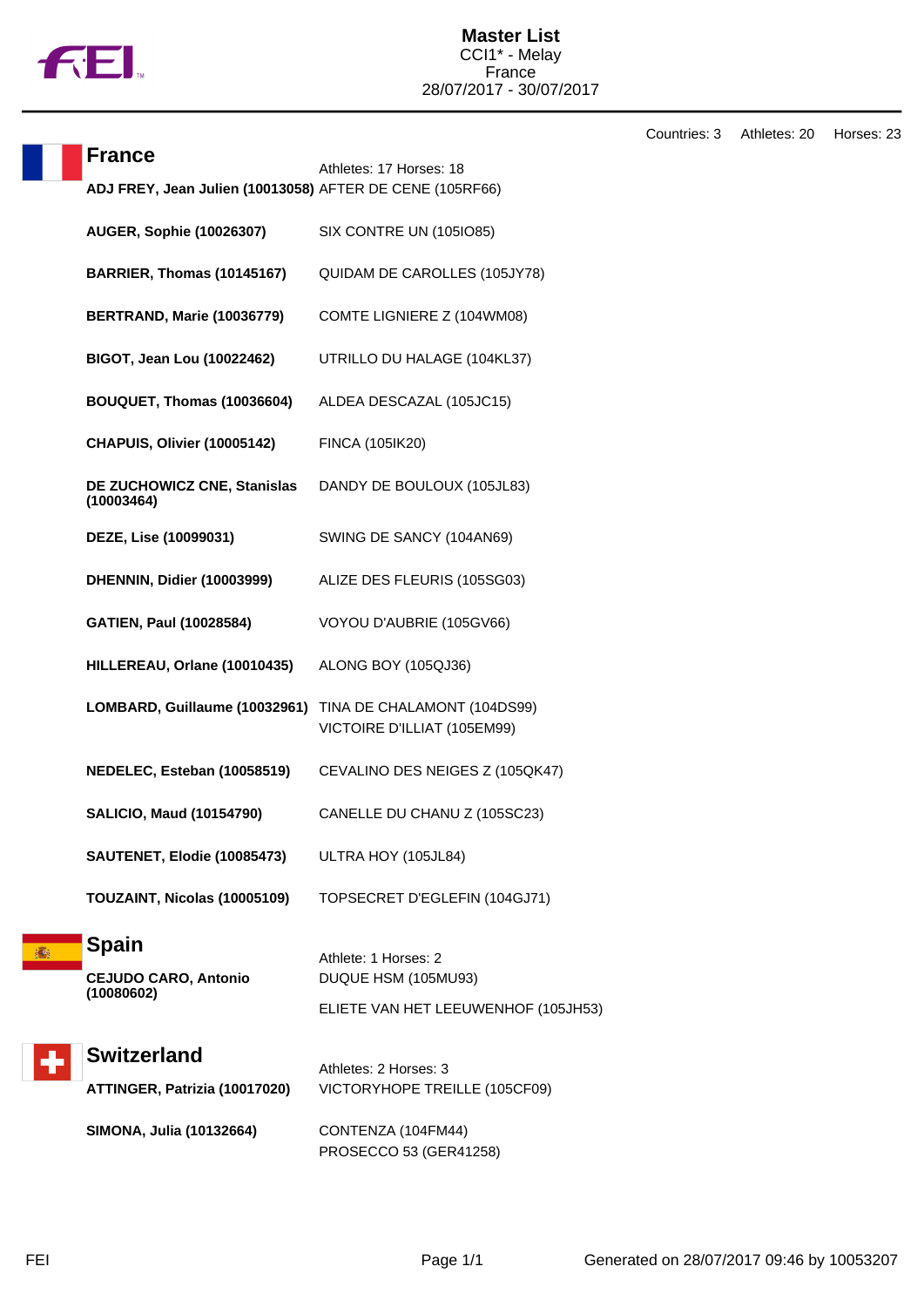# Master List

CCI1* - Melay
France
28/07/2017 - 30/07/2017

Countries: 3 Athletes: 20 Horses: 23

## France

Athletes: 17 Horses: 18

| Athlete | Horse |
|---|---|
| **ADJ FREY, Jean Julien (10013058)** | AFTER DE CENE (105RF66) |
| **AUGER, Sophie (10026307)** | SIX CONTRE UN (105IO85) |
| **BARRIER, Thomas (10145167)** | QUIDAM DE CAROLLES (105JY78) |
| **BERTRAND, Marie (10036779)** | COMTE LIGNIERE Z (104WM08) |
| **BIGOT, Jean Lou (10022462)** | UTRILLO DU HALAGE (104KL37) |
| **BOUQUET, Thomas (10036604)** | ALDEA DESCAZAL (105JC15) |
| **CHAPUIS, Olivier (10005142)** | FINCA (105IK20) |
| **DE ZUCHOWICZ CNE, Stanislas (10003464)** | DANDY DE BOULOUX (105JL83) |
| **DEZE, Lise (10099031)** | SWING DE SANCY (104AN69) |
| **DHENNIN, Didier (10003999)** | ALIZE DES FLEURIS (105SG03) |
| **GATIEN, Paul (10028584)** | VOYOU D'AUBRIE (105GV66) |
| **HILLEREAU, Orlane (10010435)** | ALONG BOY (105QJ36) |
| **LOMBARD, Guillaume (10032961)** | TINA DE CHALAMONT (104DS99)<br>VICTOIRE D'ILLIAT (105EM99) |
| **NEDELEC, Esteban (10058519)** | CEVALINO DES NEIGES Z (105QK47) |
| **SALICIO, Maud (10154790)** | CANELLE DU CHANU Z (105SC23) |
| **SAUTENET, Elodie (10085473)** | ULTRA HOY (105JL84) |
| **TOUZAINT, Nicolas (10005109)** | TOPSECRET D'EGLEFIN (104GJ71) |

## Spain

Athlete: 1 Horses: 2

| Athlete | Horse |
|---|---|
| **CEJUDO CARO, Antonio (10080602)** | DUQUE HSM (105MU93)<br>ELIETE VAN HET LEEUWENHOF (105JH53) |

## Switzerland

Athletes: 2 Horses: 3

| Athlete | Horse |
|---|---|
| **ATTINGER, Patrizia (10017020)** | VICTORYHOPE TREILLE (105CF09) |
| **SIMONA, Julia (10132664)** | CONTENZA (104FM44)<br>PROSECCO 53 (GER41258) |

Generated on 28/07/2017 09:46 by 10053207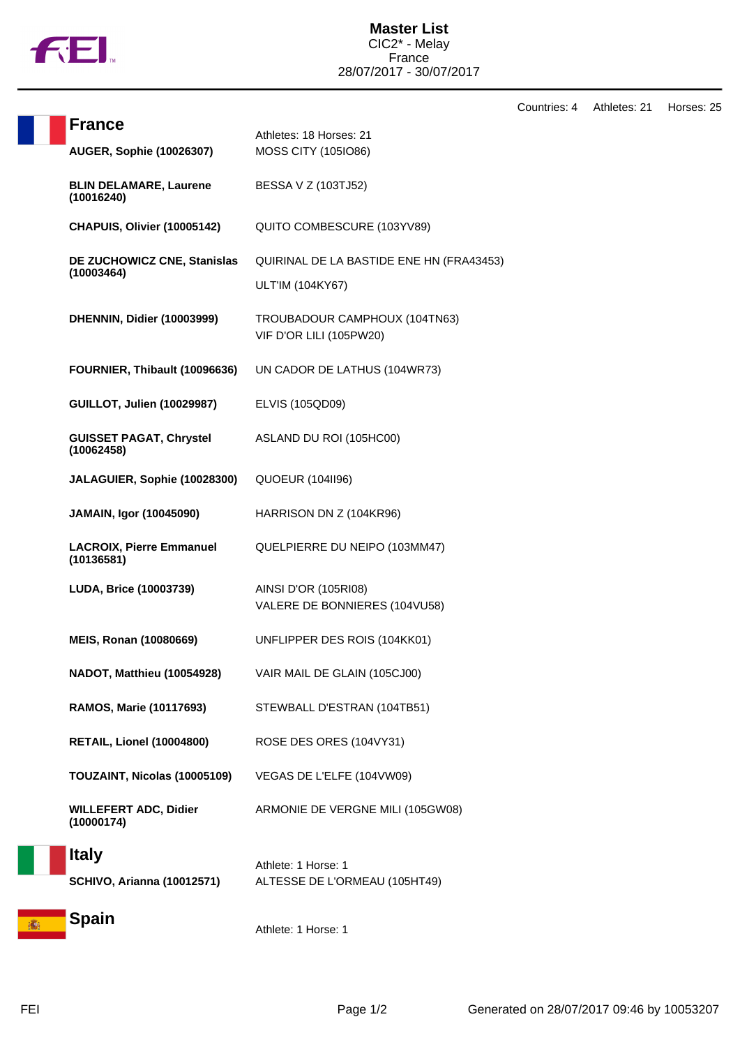# Master List

CIC2* - Melay
France
28/07/2017 - 30/07/2017

Countries: 4 Athletes: 21 Horses: 25

## France

Athletes: 18 Horses: 21

| Athlete | Horse |
|---|---|
| **AUGER, Sophie (10026307)** | MOSS CITY (105IO86) |
| **BLIN DELAMARE, Laurene (10016240)** | BESSA V Z (103TJ52) |
| **CHAPUIS, Olivier (10005142)** | QUITO COMBESCURE (103YV89) |
| **DE ZUCHOWICZ CNE, Stanislas (10003464)** | QUIRINAL DE LA BASTIDE ENE HN (FRA43453) |
| | ULT'IM (104KY67) |
| **DHENNIN, Didier (10003999)** | TROUBADOUR CAMPHOUX (104TN63) |
| | VIF D'OR LILI (105PW20) |
| **FOURNIER, Thibault (10096636)** | UN CADOR DE LATHUS (104WR73) |
| **GUILLOT, Julien (10029987)** | ELVIS (105QD09) |
| **GUISSET PAGAT, Chrystel (10062458)** | ASLAND DU ROI (105HC00) |
| **JALAGUIER, Sophie (10028300)** | QUOEUR (104II96) |
| **JAMAIN, Igor (10045090)** | HARRISON DN Z (104KR96) |
| **LACROIX, Pierre Emmanuel (10136581)** | QUELPIERRE DU NEIPO (103MM47) |
| **LUDA, Brice (10003739)** | AINSI D'OR (105RI08) |
| | VALERE DE BONNIERES (104VU58) |
| **MEIS, Ronan (10080669)** | UNFLIPPER DES ROIS (104KK01) |
| **NADOT, Matthieu (10054928)** | VAIR MAIL DE GLAIN (105CJ00) |
| **RAMOS, Marie (10117693)** | STEWBALL D'ESTRAN (104TB51) |
| **RETAIL, Lionel (10004800)** | ROSE DES ORES (104VY31) |
| **TOUZAINT, Nicolas (10005109)** | VEGAS DE L'ELFE (104VW09) |
| **WILLEFERT ADC, Didier (10000174)** | ARMONIE DE VERGNE MILI (105GW08) |

## Italy

Athlete: 1 Horse: 1

| Athlete | Horse |
|---|---|
| **SCHIVO, Arianna (10012571)** | ALTESSE DE L'ORMEAU (105HT49) |

## Spain

Athlete: 1 Horse: 1

FEI

Generated on 28/07/2017 09:46 by 10053207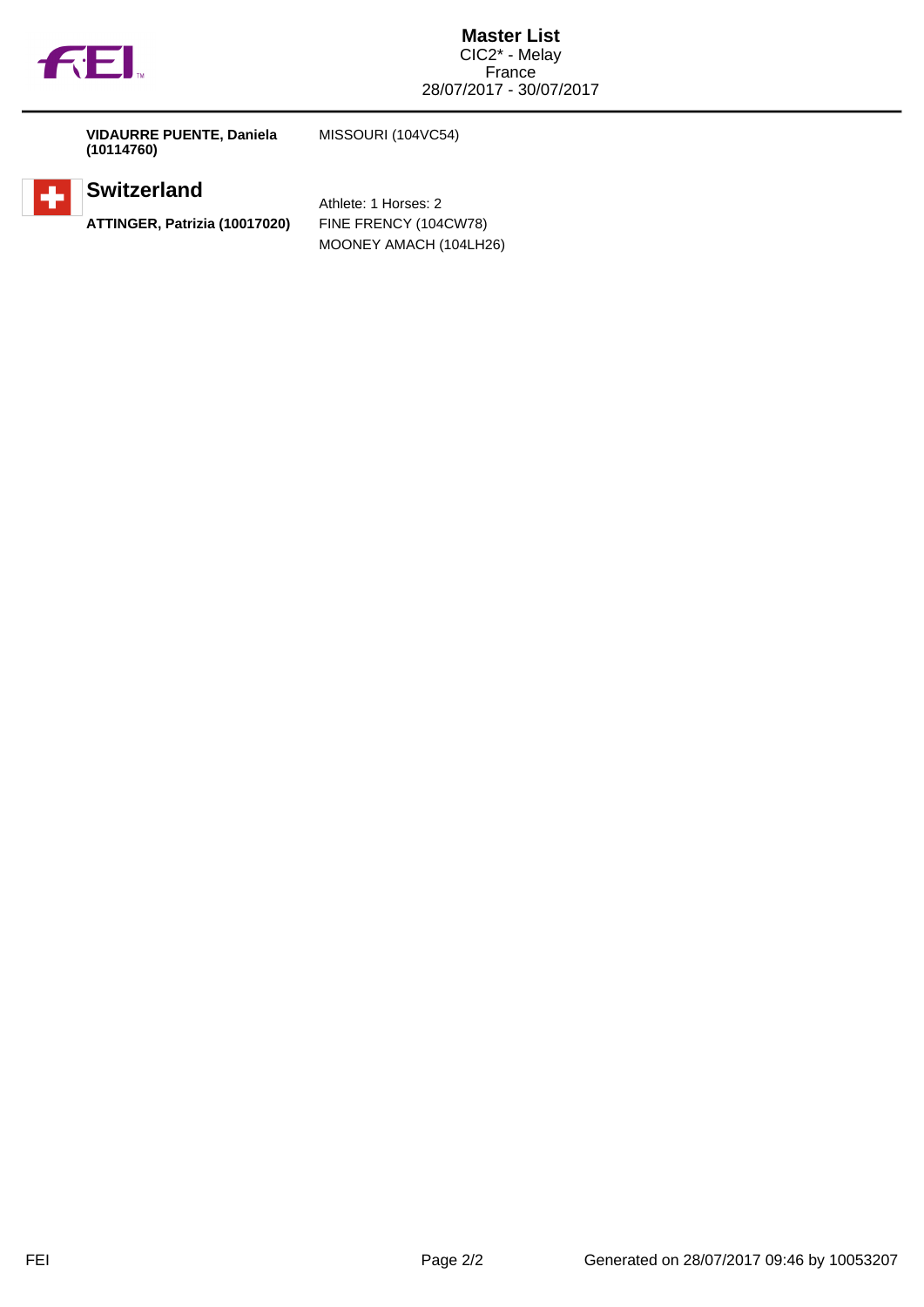| | |
|---|---|
| **VIDAURRE PUENTE, Daniela (10114760)** | MISSOURI (104VC54) |

## Switzerland

| | |
|---|---|
| | Athlete: 1 Horses: 2 |
| **ATTINGER, Patrizia (10017020)** | FINE FRENCY (104CW78) |
| | MOONEY AMACH (104LH26) |